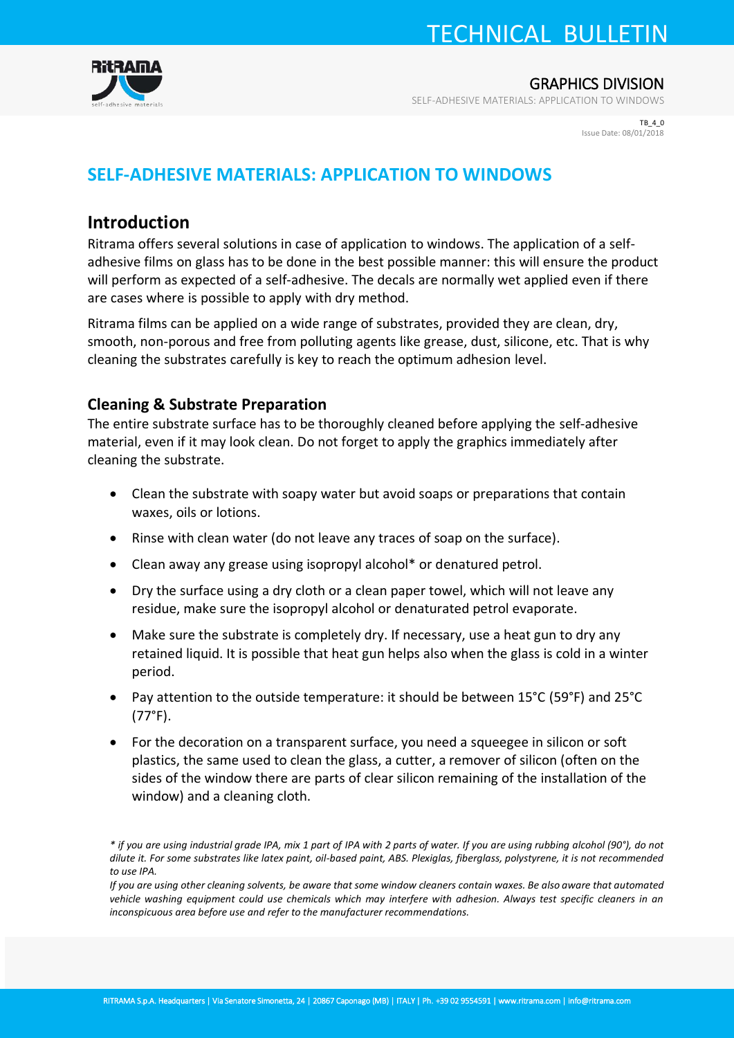# SELF-ADHESIVE MATERIALS: APPLICATION TO WINDOWS

## Introduction

Ritrama offers several solutions in case of application to windows. The application of a self-adhesive films on glass has to be done in the best possible manner: this will ensure the product will perform as expected of a self-adhesive. The decals are normally wet applied even if there are cases where is possible to apply with dry method.

Ritrama films can be applied on a wide range of substrates, provided they are clean, dry, smooth, non-porous and free from polluting agents like grease, dust, silicone, etc. That is why cleaning the substrates carefully is key to reach the optimum adhesion level.

### Cleaning & Substrate Preparation

The entire substrate surface has to be thoroughly cleaned before applying the self-adhesive material, even if it may look clean. Do not forget to apply the graphics immediately after cleaning the substrate.

- Clean the substrate with soapy water but avoid soaps or preparations that contain waxes, oils or lotions.
- Rinse with clean water (do not leave any traces of soap on the surface).
- Clean away any grease using isopropyl alcohol* or denatured petrol.
- Dry the surface using a dry cloth or a clean paper towel, which will not leave any residue, make sure the isopropyl alcohol or denaturated petrol evaporate.
- Make sure the substrate is completely dry. If necessary, use a heat gun to dry any retained liquid. It is possible that heat gun helps also when the glass is cold in a winter period.
- Pay attention to the outside temperature: it should be between 15°C (59°F) and 25°C (77°F).
- For the decoration on a transparent surface, you need a squeegee in silicon or soft plastics, the same used to clean the glass, a cutter, a remover of silicon (often on the sides of the window there are parts of clear silicon remaining of the installation of the window) and a cleaning cloth.

*\* if you are using industrial grade IPA, mix 1 part of IPA with 2 parts of water. If you are using rubbing alcohol (90°), do not dilute it. For some substrates like latex paint, oil-based paint, ABS. Plexiglas, fiberglass, polystyrene, it is not recommended to use IPA.*

*If you are using other cleaning solvents, be aware that some window cleaners contain waxes. Be also aware that automated vehicle washing equipment could use chemicals which may interfere with adhesion. Always test specific cleaners in an inconspicuous area before use and refer to the manufacturer recommendations.*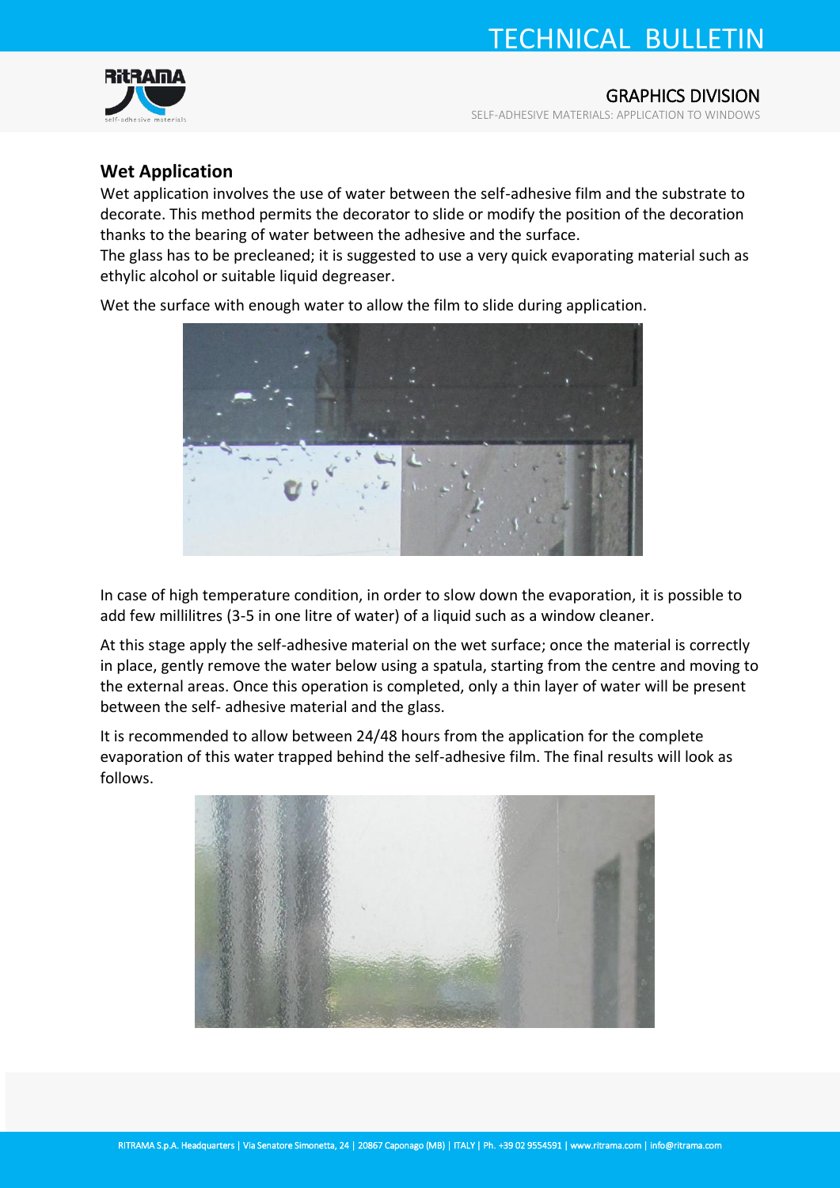## Wet Application

Wet application involves the use of water between the self-adhesive film and the substrate to decorate. This method permits the decorator to slide or modify the position of the decoration thanks to the bearing of water between the adhesive and the surface.

The glass has to be precleaned; it is suggested to use a very quick evaporating material such as ethylic alcohol or suitable liquid degreaser.

Wet the surface with enough water to allow the film to slide during application.

In case of high temperature condition, in order to slow down the evaporation, it is possible to add few millilitres (3-5 in one litre of water) of a liquid such as a window cleaner.

At this stage apply the self-adhesive material on the wet surface; once the material is correctly in place, gently remove the water below using a spatula, starting from the centre and moving to the external areas. Once this operation is completed, only a thin layer of water will be present between the self- adhesive material and the glass.

It is recommended to allow between 24/48 hours from the application for the complete evaporation of this water trapped behind the self-adhesive film. The final results will look as follows.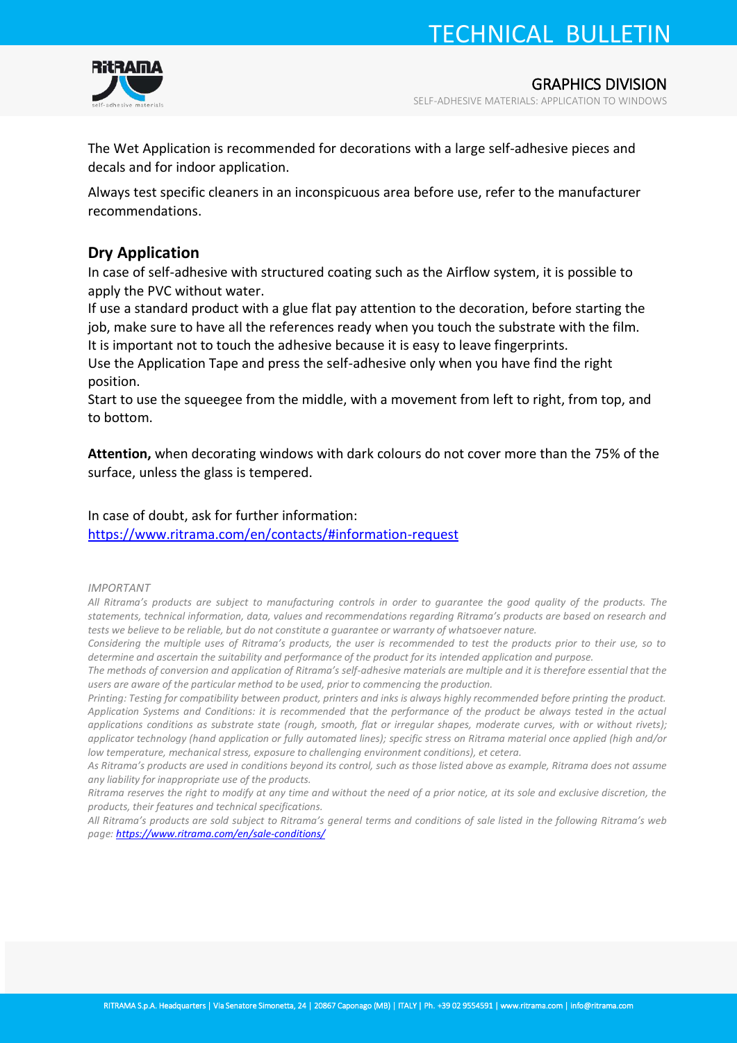The Wet Application is recommended for decorations with a large self-adhesive pieces and decals and for indoor application.

Always test specific cleaners in an inconspicuous area before use, refer to the manufacturer recommendations.

## Dry Application

In case of self-adhesive with structured coating such as the Airflow system, it is possible to apply the PVC without water.
If use a standard product with a glue flat pay attention to the decoration, before starting the job, make sure to have all the references ready when you touch the substrate with the film.
It is important not to touch the adhesive because it is easy to leave fingerprints.
Use the Application Tape and press the self-adhesive only when you have find the right position.
Start to use the squeegee from the middle, with a movement from left to right, from top, and to bottom.

**Attention,** when decorating windows with dark colours do not cover more than the 75% of the surface, unless the glass is tempered.

In case of doubt, ask for further information:
https://www.ritrama.com/en/contacts/#information-request

*IMPORTANT*

*All Ritrama's products are subject to manufacturing controls in order to guarantee the good quality of the products. The statements, technical information, data, values and recommendations regarding Ritrama's products are based on research and tests we believe to be reliable, but do not constitute a guarantee or warranty of whatsoever nature.*

*Considering the multiple uses of Ritrama's products, the user is recommended to test the products prior to their use, so to determine and ascertain the suitability and performance of the product for its intended application and purpose.*

*The methods of conversion and application of Ritrama's self-adhesive materials are multiple and it is therefore essential that the users are aware of the particular method to be used, prior to commencing the production.*

*Printing: Testing for compatibility between product, printers and inks is always highly recommended before printing the product.*

*Application Systems and Conditions: it is recommended that the performance of the product be always tested in the actual applications conditions as substrate state (rough, smooth, flat or irregular shapes, moderate curves, with or without rivets); applicator technology (hand application or fully automated lines); specific stress on Ritrama material once applied (high and/or low temperature, mechanical stress, exposure to challenging environment conditions), et cetera.*

*As Ritrama's products are used in conditions beyond its control, such as those listed above as example, Ritrama does not assume any liability for inappropriate use of the products.*

*Ritrama reserves the right to modify at any time and without the need of a prior notice, at its sole and exclusive discretion, the products, their features and technical specifications.*

*All Ritrama's products are sold subject to Ritrama's general terms and conditions of sale listed in the following Ritrama's web page: https://www.ritrama.com/en/sale-conditions/*